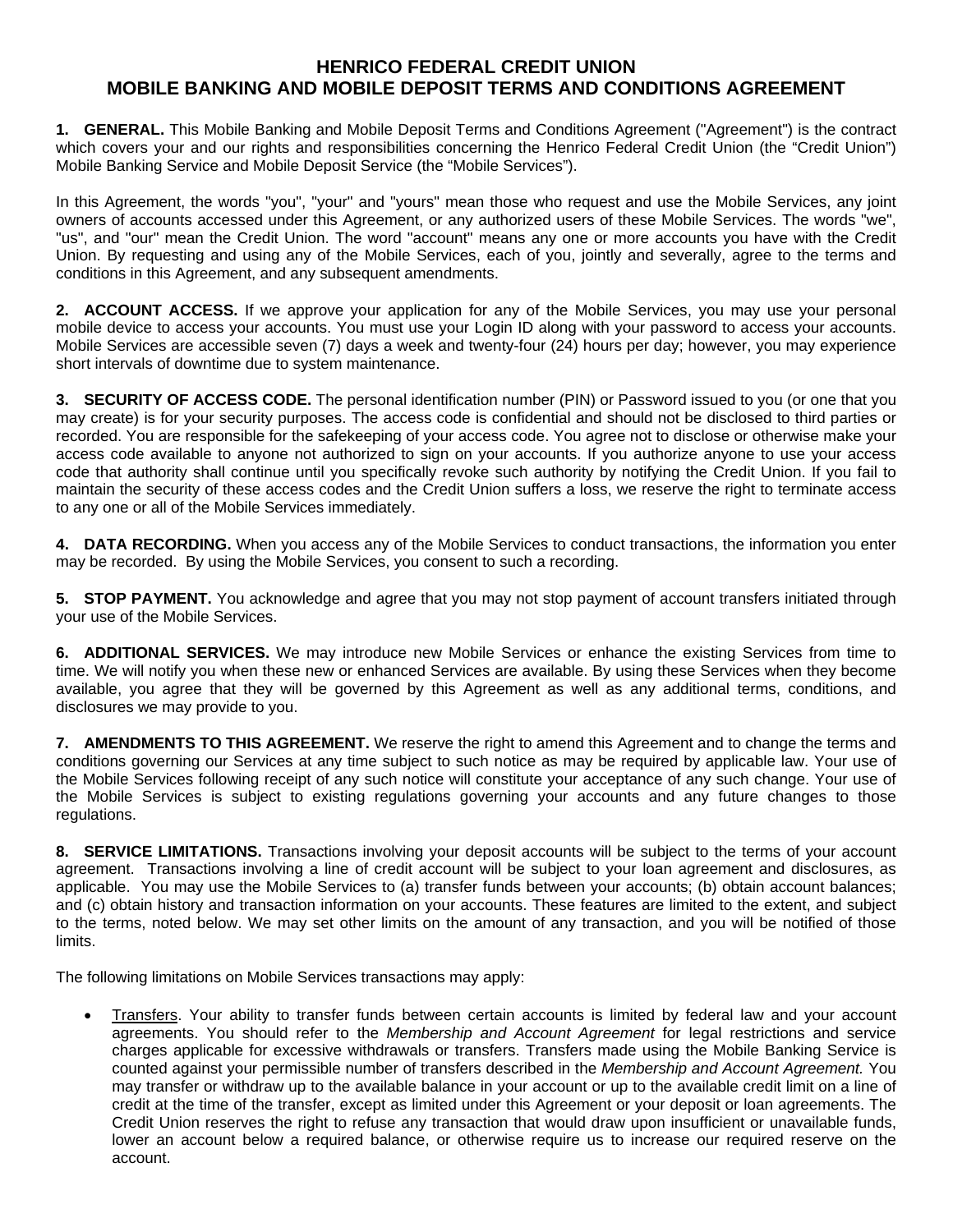# HENRICO FEDERAL CREDIT UNION
# MOBILE BANKING AND MOBILE DEPOSIT TERMS AND CONDITIONS AGREEMENT

**1. GENERAL.** This Mobile Banking and Mobile Deposit Terms and Conditions Agreement ("Agreement") is the contract which covers your and our rights and responsibilities concerning the Henrico Federal Credit Union (the "Credit Union") Mobile Banking Service and Mobile Deposit Service (the "Mobile Services").

In this Agreement, the words "you", "your" and "yours" mean those who request and use the Mobile Services, any joint owners of accounts accessed under this Agreement, or any authorized users of these Mobile Services. The words "we", "us", and "our" mean the Credit Union. The word "account" means any one or more accounts you have with the Credit Union. By requesting and using any of the Mobile Services, each of you, jointly and severally, agree to the terms and conditions in this Agreement, and any subsequent amendments.

**2. ACCOUNT ACCESS.** If we approve your application for any of the Mobile Services, you may use your personal mobile device to access your accounts. You must use your Login ID along with your password to access your accounts. Mobile Services are accessible seven (7) days a week and twenty-four (24) hours per day; however, you may experience short intervals of downtime due to system maintenance.

**3. SECURITY OF ACCESS CODE.** The personal identification number (PIN) or Password issued to you (or one that you may create) is for your security purposes. The access code is confidential and should not be disclosed to third parties or recorded. You are responsible for the safekeeping of your access code. You agree not to disclose or otherwise make your access code available to anyone not authorized to sign on your accounts. If you authorize anyone to use your access code that authority shall continue until you specifically revoke such authority by notifying the Credit Union. If you fail to maintain the security of these access codes and the Credit Union suffers a loss, we reserve the right to terminate access to any one or all of the Mobile Services immediately.

**4. DATA RECORDING.** When you access any of the Mobile Services to conduct transactions, the information you enter may be recorded. By using the Mobile Services, you consent to such a recording.

**5. STOP PAYMENT.** You acknowledge and agree that you may not stop payment of account transfers initiated through your use of the Mobile Services.

**6. ADDITIONAL SERVICES.** We may introduce new Mobile Services or enhance the existing Services from time to time. We will notify you when these new or enhanced Services are available. By using these Services when they become available, you agree that they will be governed by this Agreement as well as any additional terms, conditions, and disclosures we may provide to you.

**7. AMENDMENTS TO THIS AGREEMENT.** We reserve the right to amend this Agreement and to change the terms and conditions governing our Services at any time subject to such notice as may be required by applicable law. Your use of the Mobile Services following receipt of any such notice will constitute your acceptance of any such change. Your use of the Mobile Services is subject to existing regulations governing your accounts and any future changes to those regulations.

**8. SERVICE LIMITATIONS.** Transactions involving your deposit accounts will be subject to the terms of your account agreement. Transactions involving a line of credit account will be subject to your loan agreement and disclosures, as applicable. You may use the Mobile Services to (a) transfer funds between your accounts; (b) obtain account balances; and (c) obtain history and transaction information on your accounts. These features are limited to the extent, and subject to the terms, noted below. We may set other limits on the amount of any transaction, and you will be notified of those limits.

The following limitations on Mobile Services transactions may apply:

- Transfers. Your ability to transfer funds between certain accounts is limited by federal law and your account agreements. You should refer to the *Membership and Account Agreement* for legal restrictions and service charges applicable for excessive withdrawals or transfers. Transfers made using the Mobile Banking Service is counted against your permissible number of transfers described in the *Membership and Account Agreement.* You may transfer or withdraw up to the available balance in your account or up to the available credit limit on a line of credit at the time of the transfer, except as limited under this Agreement or your deposit or loan agreements. The Credit Union reserves the right to refuse any transaction that would draw upon insufficient or unavailable funds, lower an account below a required balance, or otherwise require us to increase our required reserve on the account.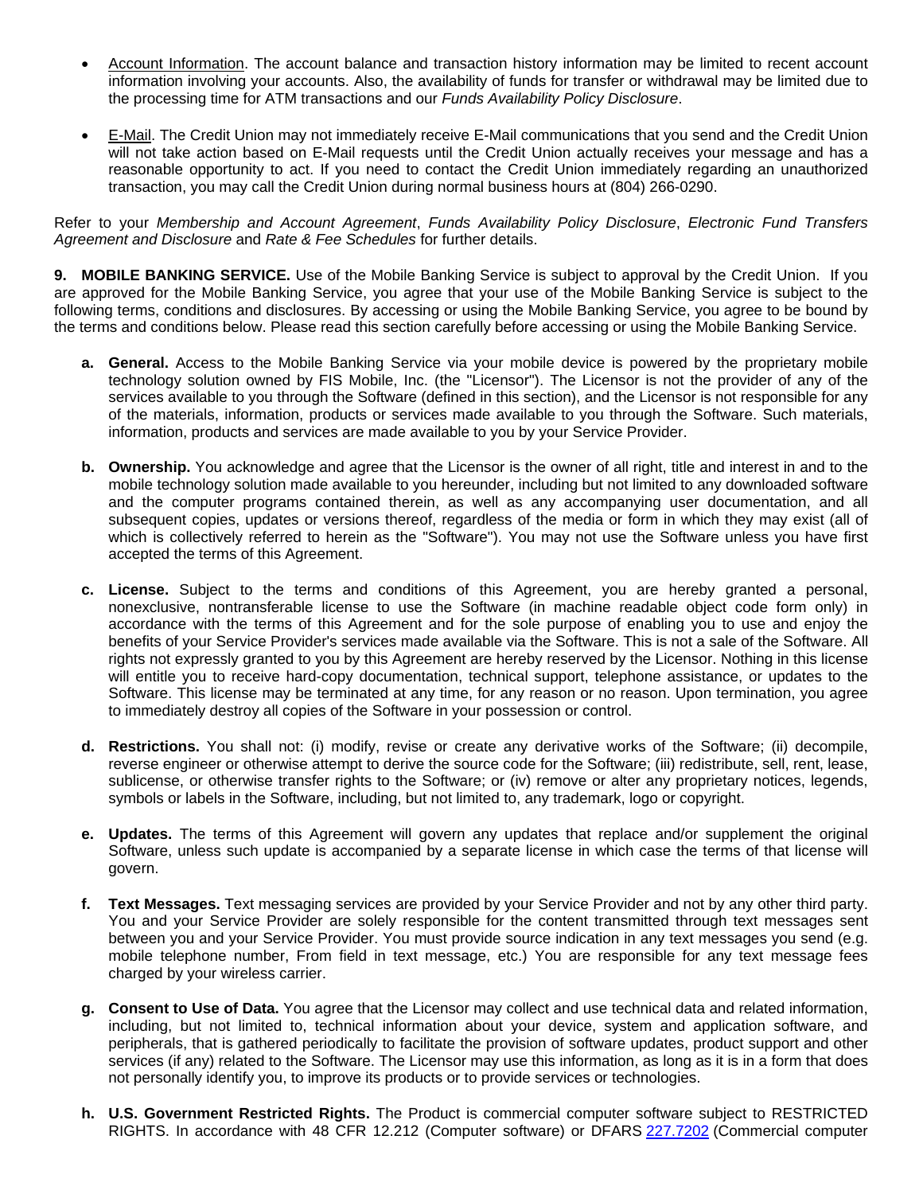- Account Information. The account balance and transaction history information may be limited to recent account information involving your accounts. Also, the availability of funds for transfer or withdrawal may be limited due to the processing time for ATM transactions and our *Funds Availability Policy Disclosure*.

- E-Mail. The Credit Union may not immediately receive E-Mail communications that you send and the Credit Union will not take action based on E-Mail requests until the Credit Union actually receives your message and has a reasonable opportunity to act. If you need to contact the Credit Union immediately regarding an unauthorized transaction, you may call the Credit Union during normal business hours at (804) 266-0290.

Refer to your *Membership and Account Agreement*, *Funds Availability Policy Disclosure*, *Electronic Fund Transfers Agreement and Disclosure* and *Rate & Fee Schedules* for further details.

**9. MOBILE BANKING SERVICE.** Use of the Mobile Banking Service is subject to approval by the Credit Union. If you are approved for the Mobile Banking Service, you agree that your use of the Mobile Banking Service is subject to the following terms, conditions and disclosures. By accessing or using the Mobile Banking Service, you agree to be bound by the terms and conditions below. Please read this section carefully before accessing or using the Mobile Banking Service.

**a. General.** Access to the Mobile Banking Service via your mobile device is powered by the proprietary mobile technology solution owned by FIS Mobile, Inc. (the "Licensor"). The Licensor is not the provider of any of the services available to you through the Software (defined in this section), and the Licensor is not responsible for any of the materials, information, products or services made available to you through the Software. Such materials, information, products and services are made available to you by your Service Provider.

**b. Ownership.** You acknowledge and agree that the Licensor is the owner of all right, title and interest in and to the mobile technology solution made available to you hereunder, including but not limited to any downloaded software and the computer programs contained therein, as well as any accompanying user documentation, and all subsequent copies, updates or versions thereof, regardless of the media or form in which they may exist (all of which is collectively referred to herein as the "Software"). You may not use the Software unless you have first accepted the terms of this Agreement.

**c. License.** Subject to the terms and conditions of this Agreement, you are hereby granted a personal, nonexclusive, nontransferable license to use the Software (in machine readable object code form only) in accordance with the terms of this Agreement and for the sole purpose of enabling you to use and enjoy the benefits of your Service Provider's services made available via the Software. This is not a sale of the Software. All rights not expressly granted to you by this Agreement are hereby reserved by the Licensor. Nothing in this license will entitle you to receive hard-copy documentation, technical support, telephone assistance, or updates to the Software. This license may be terminated at any time, for any reason or no reason. Upon termination, you agree to immediately destroy all copies of the Software in your possession or control.

**d. Restrictions.** You shall not: (i) modify, revise or create any derivative works of the Software; (ii) decompile, reverse engineer or otherwise attempt to derive the source code for the Software; (iii) redistribute, sell, rent, lease, sublicense, or otherwise transfer rights to the Software; or (iv) remove or alter any proprietary notices, legends, symbols or labels in the Software, including, but not limited to, any trademark, logo or copyright.

**e. Updates.** The terms of this Agreement will govern any updates that replace and/or supplement the original Software, unless such update is accompanied by a separate license in which case the terms of that license will govern.

**f. Text Messages.** Text messaging services are provided by your Service Provider and not by any other third party. You and your Service Provider are solely responsible for the content transmitted through text messages sent between you and your Service Provider. You must provide source indication in any text messages you send (e.g. mobile telephone number, From field in text message, etc.) You are responsible for any text message fees charged by your wireless carrier.

**g. Consent to Use of Data.** You agree that the Licensor may collect and use technical data and related information, including, but not limited to, technical information about your device, system and application software, and peripherals, that is gathered periodically to facilitate the provision of software updates, product support and other services (if any) related to the Software. The Licensor may use this information, as long as it is in a form that does not personally identify you, to improve its products or to provide services or technologies.

**h. U.S. Government Restricted Rights.** The Product is commercial computer software subject to RESTRICTED RIGHTS. In accordance with 48 CFR 12.212 (Computer software) or DFARS 227.7202 (Commercial computer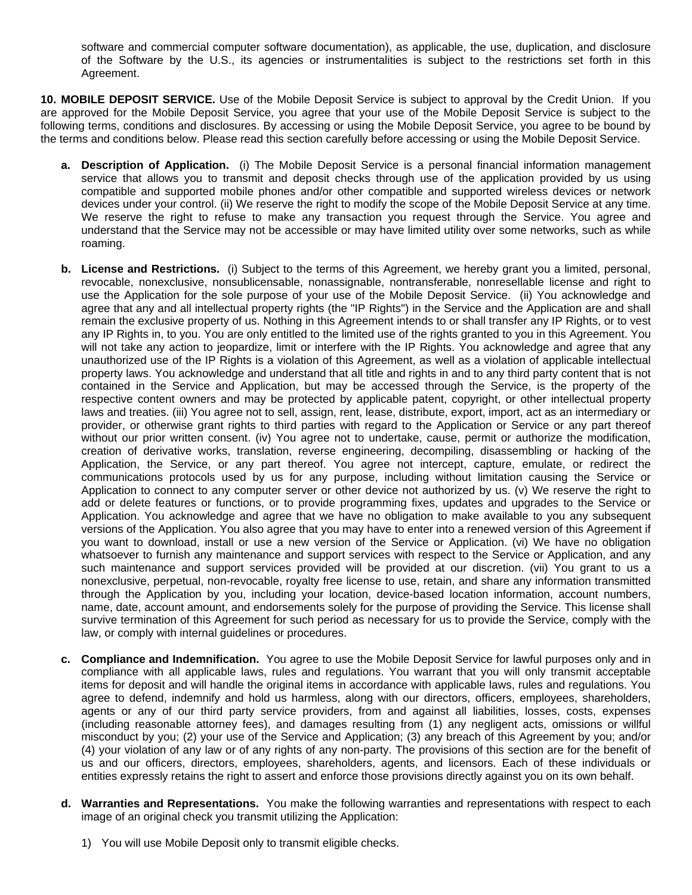software and commercial computer software documentation), as applicable, the use, duplication, and disclosure of the Software by the U.S., its agencies or instrumentalities is subject to the restrictions set forth in this Agreement.

**10. MOBILE DEPOSIT SERVICE.** Use of the Mobile Deposit Service is subject to approval by the Credit Union. If you are approved for the Mobile Deposit Service, you agree that your use of the Mobile Deposit Service is subject to the following terms, conditions and disclosures. By accessing or using the Mobile Deposit Service, you agree to be bound by the terms and conditions below. Please read this section carefully before accessing or using the Mobile Deposit Service.

**a. Description of Application.** (i) The Mobile Deposit Service is a personal financial information management service that allows you to transmit and deposit checks through use of the application provided by us using compatible and supported mobile phones and/or other compatible and supported wireless devices or network devices under your control. (ii) We reserve the right to modify the scope of the Mobile Deposit Service at any time. We reserve the right to refuse to make any transaction you request through the Service. You agree and understand that the Service may not be accessible or may have limited utility over some networks, such as while roaming.

**b. License and Restrictions.** (i) Subject to the terms of this Agreement, we hereby grant you a limited, personal, revocable, nonexclusive, nonsublicensable, nonassignable, nontransferable, nonresellable license and right to use the Application for the sole purpose of your use of the Mobile Deposit Service. (ii) You acknowledge and agree that any and all intellectual property rights (the "IP Rights") in the Service and the Application are and shall remain the exclusive property of us. Nothing in this Agreement intends to or shall transfer any IP Rights, or to vest any IP Rights in, to you. You are only entitled to the limited use of the rights granted to you in this Agreement. You will not take any action to jeopardize, limit or interfere with the IP Rights. You acknowledge and agree that any unauthorized use of the IP Rights is a violation of this Agreement, as well as a violation of applicable intellectual property laws. You acknowledge and understand that all title and rights in and to any third party content that is not contained in the Service and Application, but may be accessed through the Service, is the property of the respective content owners and may be protected by applicable patent, copyright, or other intellectual property laws and treaties. (iii) You agree not to sell, assign, rent, lease, distribute, export, import, act as an intermediary or provider, or otherwise grant rights to third parties with regard to the Application or Service or any part thereof without our prior written consent. (iv) You agree not to undertake, cause, permit or authorize the modification, creation of derivative works, translation, reverse engineering, decompiling, disassembling or hacking of the Application, the Service, or any part thereof. You agree not intercept, capture, emulate, or redirect the communications protocols used by us for any purpose, including without limitation causing the Service or Application to connect to any computer server or other device not authorized by us. (v) We reserve the right to add or delete features or functions, or to provide programming fixes, updates and upgrades to the Service or Application. You acknowledge and agree that we have no obligation to make available to you any subsequent versions of the Application. You also agree that you may have to enter into a renewed version of this Agreement if you want to download, install or use a new version of the Service or Application. (vi) We have no obligation whatsoever to furnish any maintenance and support services with respect to the Service or Application, and any such maintenance and support services provided will be provided at our discretion. (vii) You grant to us a nonexclusive, perpetual, non-revocable, royalty free license to use, retain, and share any information transmitted through the Application by you, including your location, device-based location information, account numbers, name, date, account amount, and endorsements solely for the purpose of providing the Service. This license shall survive termination of this Agreement for such period as necessary for us to provide the Service, comply with the law, or comply with internal guidelines or procedures.

**c. Compliance and Indemnification.** You agree to use the Mobile Deposit Service for lawful purposes only and in compliance with all applicable laws, rules and regulations. You warrant that you will only transmit acceptable items for deposit and will handle the original items in accordance with applicable laws, rules and regulations. You agree to defend, indemnify and hold us harmless, along with our directors, officers, employees, shareholders, agents or any of our third party service providers, from and against all liabilities, losses, costs, expenses (including reasonable attorney fees), and damages resulting from (1) any negligent acts, omissions or willful misconduct by you; (2) your use of the Service and Application; (3) any breach of this Agreement by you; and/or (4) your violation of any law or of any rights of any non-party. The provisions of this section are for the benefit of us and our officers, directors, employees, shareholders, agents, and licensors. Each of these individuals or entities expressly retains the right to assert and enforce those provisions directly against you on its own behalf.

**d. Warranties and Representations.** You make the following warranties and representations with respect to each image of an original check you transmit utilizing the Application:

1) You will use Mobile Deposit only to transmit eligible checks.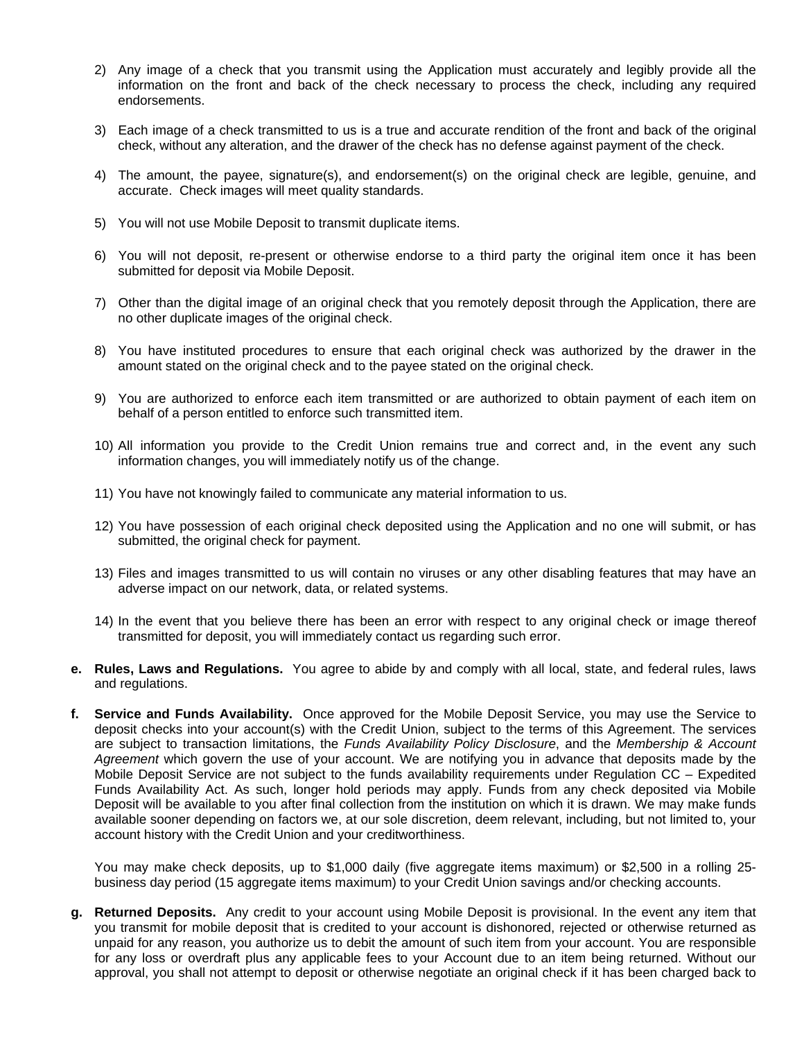2) Any image of a check that you transmit using the Application must accurately and legibly provide all the information on the front and back of the check necessary to process the check, including any required endorsements.

3) Each image of a check transmitted to us is a true and accurate rendition of the front and back of the original check, without any alteration, and the drawer of the check has no defense against payment of the check.

4) The amount, the payee, signature(s), and endorsement(s) on the original check are legible, genuine, and accurate. Check images will meet quality standards.

5) You will not use Mobile Deposit to transmit duplicate items.

6) You will not deposit, re-present or otherwise endorse to a third party the original item once it has been submitted for deposit via Mobile Deposit.

7) Other than the digital image of an original check that you remotely deposit through the Application, there are no other duplicate images of the original check.

8) You have instituted procedures to ensure that each original check was authorized by the drawer in the amount stated on the original check and to the payee stated on the original check.

9) You are authorized to enforce each item transmitted or are authorized to obtain payment of each item on behalf of a person entitled to enforce such transmitted item.

10) All information you provide to the Credit Union remains true and correct and, in the event any such information changes, you will immediately notify us of the change.

11) You have not knowingly failed to communicate any material information to us.

12) You have possession of each original check deposited using the Application and no one will submit, or has submitted, the original check for payment.

13) Files and images transmitted to us will contain no viruses or any other disabling features that may have an adverse impact on our network, data, or related systems.

14) In the event that you believe there has been an error with respect to any original check or image thereof transmitted for deposit, you will immediately contact us regarding such error.

**e. Rules, Laws and Regulations.** You agree to abide by and comply with all local, state, and federal rules, laws and regulations.

**f. Service and Funds Availability.** Once approved for the Mobile Deposit Service, you may use the Service to deposit checks into your account(s) with the Credit Union, subject to the terms of this Agreement. The services are subject to transaction limitations, the *Funds Availability Policy Disclosure*, and the *Membership & Account Agreement* which govern the use of your account. We are notifying you in advance that deposits made by the Mobile Deposit Service are not subject to the funds availability requirements under Regulation CC – Expedited Funds Availability Act. As such, longer hold periods may apply. Funds from any check deposited via Mobile Deposit will be available to you after final collection from the institution on which it is drawn. We may make funds available sooner depending on factors we, at our sole discretion, deem relevant, including, but not limited to, your account history with the Credit Union and your creditworthiness.

You may make check deposits, up to $1,000 daily (five aggregate items maximum) or $2,500 in a rolling 25-business day period (15 aggregate items maximum) to your Credit Union savings and/or checking accounts.

**g. Returned Deposits.** Any credit to your account using Mobile Deposit is provisional. In the event any item that you transmit for mobile deposit that is credited to your account is dishonored, rejected or otherwise returned as unpaid for any reason, you authorize us to debit the amount of such item from your account. You are responsible for any loss or overdraft plus any applicable fees to your Account due to an item being returned. Without our approval, you shall not attempt to deposit or otherwise negotiate an original check if it has been charged back to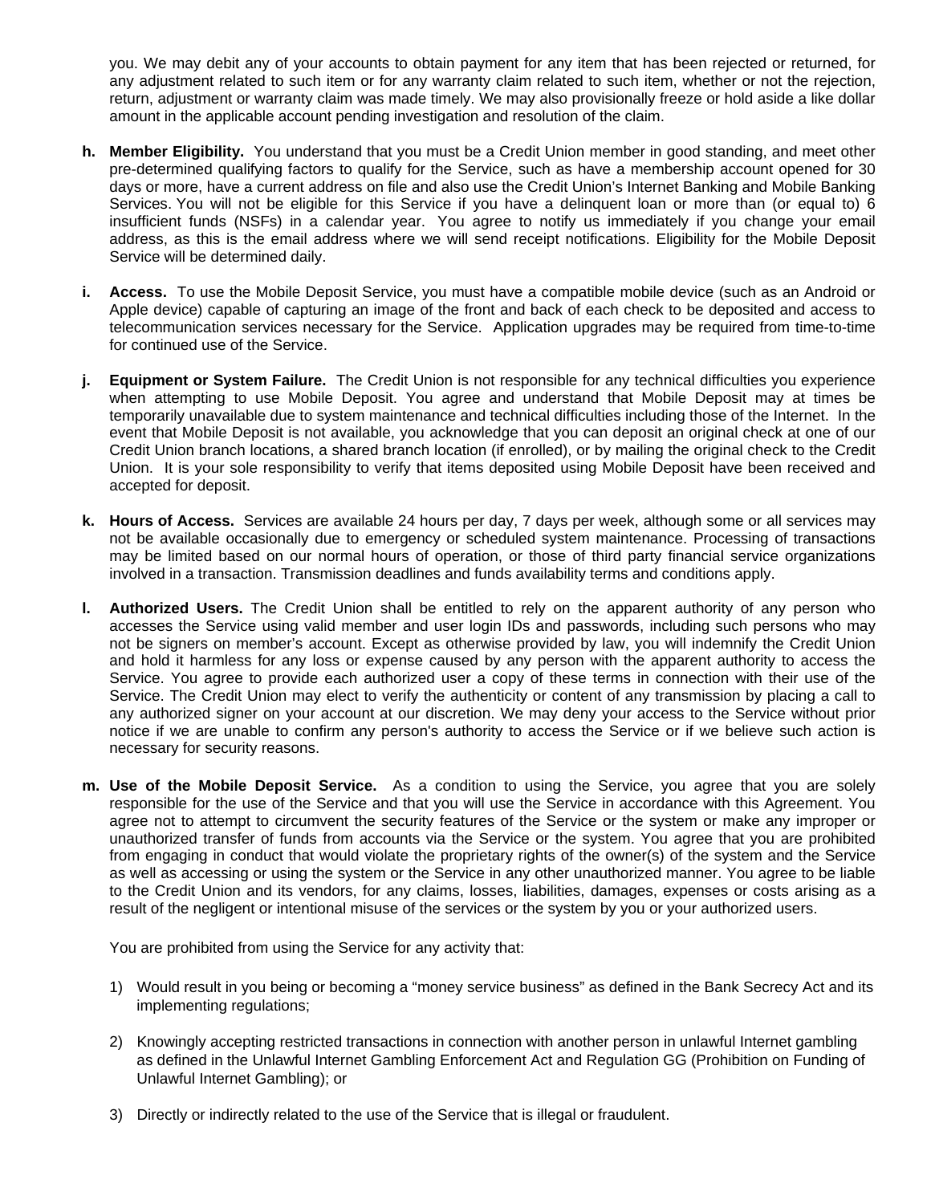you. We may debit any of your accounts to obtain payment for any item that has been rejected or returned, for any adjustment related to such item or for any warranty claim related to such item, whether or not the rejection, return, adjustment or warranty claim was made timely. We may also provisionally freeze or hold aside a like dollar amount in the applicable account pending investigation and resolution of the claim.

h. **Member Eligibility.** You understand that you must be a Credit Union member in good standing, and meet other pre-determined qualifying factors to qualify for the Service, such as have a membership account opened for 30 days or more, have a current address on file and also use the Credit Union's Internet Banking and Mobile Banking Services. You will not be eligible for this Service if you have a delinquent loan or more than (or equal to) 6 insufficient funds (NSFs) in a calendar year. You agree to notify us immediately if you change your email address, as this is the email address where we will send receipt notifications. Eligibility for the Mobile Deposit Service will be determined daily.

i. **Access.** To use the Mobile Deposit Service, you must have a compatible mobile device (such as an Android or Apple device) capable of capturing an image of the front and back of each check to be deposited and access to telecommunication services necessary for the Service. Application upgrades may be required from time-to-time for continued use of the Service.

j. **Equipment or System Failure.** The Credit Union is not responsible for any technical difficulties you experience when attempting to use Mobile Deposit. You agree and understand that Mobile Deposit may at times be temporarily unavailable due to system maintenance and technical difficulties including those of the Internet. In the event that Mobile Deposit is not available, you acknowledge that you can deposit an original check at one of our Credit Union branch locations, a shared branch location (if enrolled), or by mailing the original check to the Credit Union. It is your sole responsibility to verify that items deposited using Mobile Deposit have been received and accepted for deposit.

k. **Hours of Access.** Services are available 24 hours per day, 7 days per week, although some or all services may not be available occasionally due to emergency or scheduled system maintenance. Processing of transactions may be limited based on our normal hours of operation, or those of third party financial service organizations involved in a transaction. Transmission deadlines and funds availability terms and conditions apply.

l. **Authorized Users.** The Credit Union shall be entitled to rely on the apparent authority of any person who accesses the Service using valid member and user login IDs and passwords, including such persons who may not be signers on member's account. Except as otherwise provided by law, you will indemnify the Credit Union and hold it harmless for any loss or expense caused by any person with the apparent authority to access the Service. You agree to provide each authorized user a copy of these terms in connection with their use of the Service. The Credit Union may elect to verify the authenticity or content of any transmission by placing a call to any authorized signer on your account at our discretion. We may deny your access to the Service without prior notice if we are unable to confirm any person's authority to access the Service or if we believe such action is necessary for security reasons.

m. **Use of the Mobile Deposit Service.** As a condition to using the Service, you agree that you are solely responsible for the use of the Service and that you will use the Service in accordance with this Agreement. You agree not to attempt to circumvent the security features of the Service or the system or make any improper or unauthorized transfer of funds from accounts via the Service or the system. You agree that you are prohibited from engaging in conduct that would violate the proprietary rights of the owner(s) of the system and the Service as well as accessing or using the system or the Service in any other unauthorized manner. You agree to be liable to the Credit Union and its vendors, for any claims, losses, liabilities, damages, expenses or costs arising as a result of the negligent or intentional misuse of the services or the system by you or your authorized users.

   You are prohibited from using the Service for any activity that:

   1) Would result in you being or becoming a "money service business" as defined in the Bank Secrecy Act and its implementing regulations;

   2) Knowingly accepting restricted transactions in connection with another person in unlawful Internet gambling as defined in the Unlawful Internet Gambling Enforcement Act and Regulation GG (Prohibition on Funding of Unlawful Internet Gambling); or

   3) Directly or indirectly related to the use of the Service that is illegal or fraudulent.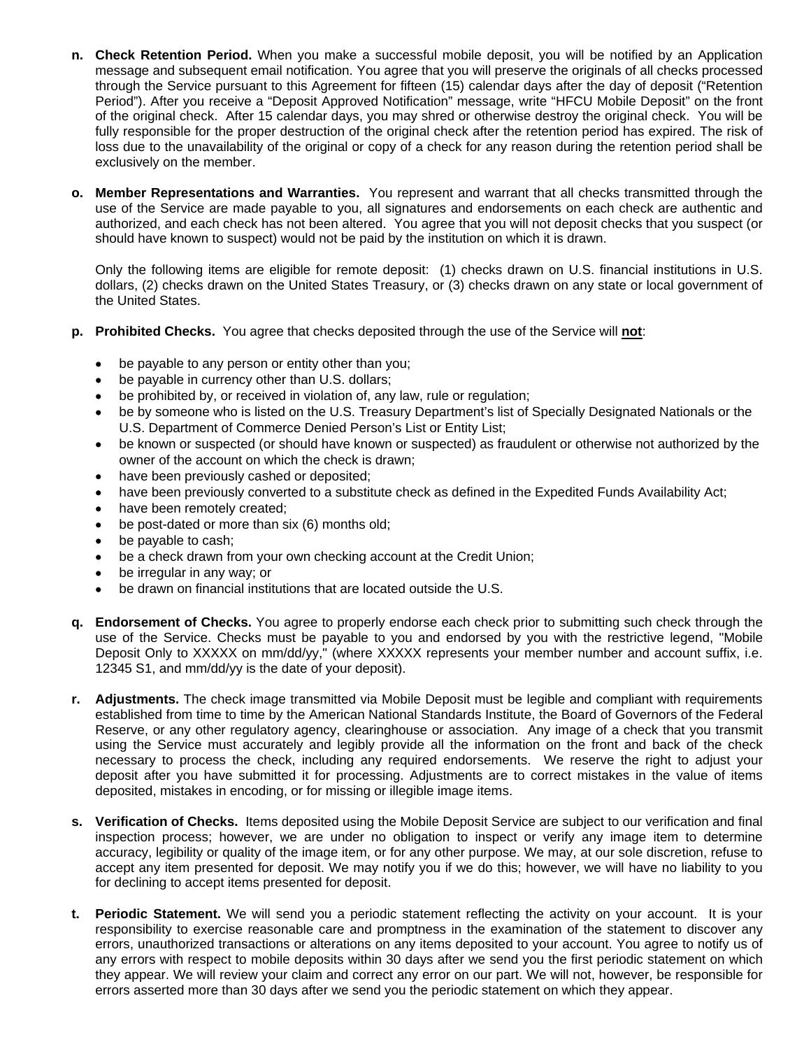n. **Check Retention Period.** When you make a successful mobile deposit, you will be notified by an Application message and subsequent email notification. You agree that you will preserve the originals of all checks processed through the Service pursuant to this Agreement for fifteen (15) calendar days after the day of deposit ("Retention Period"). After you receive a "Deposit Approved Notification" message, write "HFCU Mobile Deposit" on the front of the original check. After 15 calendar days, you may shred or otherwise destroy the original check. You will be fully responsible for the proper destruction of the original check after the retention period has expired. The risk of loss due to the unavailability of the original or copy of a check for any reason during the retention period shall be exclusively on the member.

o. **Member Representations and Warranties.** You represent and warrant that all checks transmitted through the use of the Service are made payable to you, all signatures and endorsements on each check are authentic and authorized, and each check has not been altered. You agree that you will not deposit checks that you suspect (or should have known to suspect) would not be paid by the institution on which it is drawn.

   Only the following items are eligible for remote deposit: (1) checks drawn on U.S. financial institutions in U.S. dollars, (2) checks drawn on the United States Treasury, or (3) checks drawn on any state or local government of the United States.

p. **Prohibited Checks.** You agree that checks deposited through the use of the Service will **not**:

   - be payable to any person or entity other than you;
   - be payable in currency other than U.S. dollars;
   - be prohibited by, or received in violation of, any law, rule or regulation;
   - be by someone who is listed on the U.S. Treasury Department's list of Specially Designated Nationals or the U.S. Department of Commerce Denied Person's List or Entity List;
   - be known or suspected (or should have known or suspected) as fraudulent or otherwise not authorized by the owner of the account on which the check is drawn;
   - have been previously cashed or deposited;
   - have been previously converted to a substitute check as defined in the Expedited Funds Availability Act;
   - have been remotely created;
   - be post-dated or more than six (6) months old;
   - be payable to cash;
   - be a check drawn from your own checking account at the Credit Union;
   - be irregular in any way; or
   - be drawn on financial institutions that are located outside the U.S.

q. **Endorsement of Checks.** You agree to properly endorse each check prior to submitting such check through the use of the Service. Checks must be payable to you and endorsed by you with the restrictive legend, "Mobile Deposit Only to XXXXX on mm/dd/yy," (where XXXXX represents your member number and account suffix, i.e. 12345 S1, and mm/dd/yy is the date of your deposit).

r. **Adjustments.** The check image transmitted via Mobile Deposit must be legible and compliant with requirements established from time to time by the American National Standards Institute, the Board of Governors of the Federal Reserve, or any other regulatory agency, clearinghouse or association. Any image of a check that you transmit using the Service must accurately and legibly provide all the information on the front and back of the check necessary to process the check, including any required endorsements. We reserve the right to adjust your deposit after you have submitted it for processing. Adjustments are to correct mistakes in the value of items deposited, mistakes in encoding, or for missing or illegible image items.

s. **Verification of Checks.** Items deposited using the Mobile Deposit Service are subject to our verification and final inspection process; however, we are under no obligation to inspect or verify any image item to determine accuracy, legibility or quality of the image item, or for any other purpose. We may, at our sole discretion, refuse to accept any item presented for deposit. We may notify you if we do this; however, we will have no liability to you for declining to accept items presented for deposit.

t. **Periodic Statement.** We will send you a periodic statement reflecting the activity on your account. It is your responsibility to exercise reasonable care and promptness in the examination of the statement to discover any errors, unauthorized transactions or alterations on any items deposited to your account. You agree to notify us of any errors with respect to mobile deposits within 30 days after we send you the first periodic statement on which they appear. We will review your claim and correct any error on our part. We will not, however, be responsible for errors asserted more than 30 days after we send you the periodic statement on which they appear.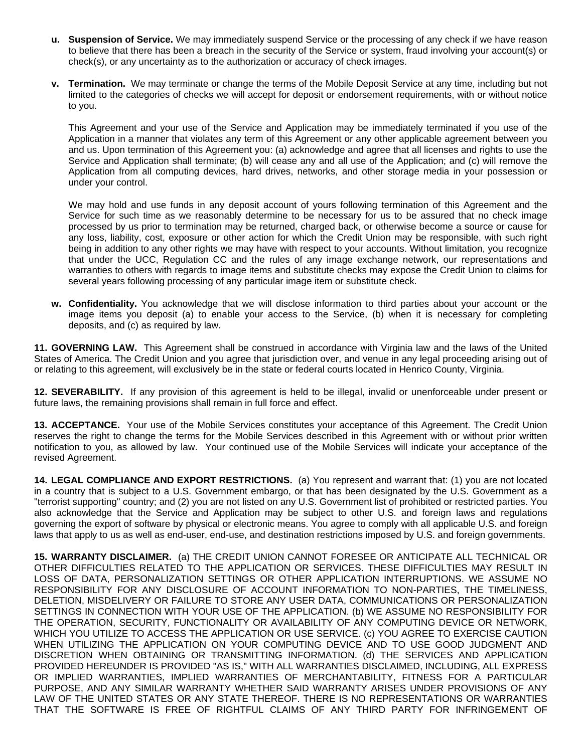u. **Suspension of Service.** We may immediately suspend Service or the processing of any check if we have reason to believe that there has been a breach in the security of the Service or system, fraud involving your account(s) or check(s), or any uncertainty as to the authorization or accuracy of check images.

v. **Termination.** We may terminate or change the terms of the Mobile Deposit Service at any time, including but not limited to the categories of checks we will accept for deposit or endorsement requirements, with or without notice to you.

   This Agreement and your use of the Service and Application may be immediately terminated if you use of the Application in a manner that violates any term of this Agreement or any other applicable agreement between you and us. Upon termination of this Agreement you: (a) acknowledge and agree that all licenses and rights to use the Service and Application shall terminate; (b) will cease any and all use of the Application; and (c) will remove the Application from all computing devices, hard drives, networks, and other storage media in your possession or under your control.

   We may hold and use funds in any deposit account of yours following termination of this Agreement and the Service for such time as we reasonably determine to be necessary for us to be assured that no check image processed by us prior to termination may be returned, charged back, or otherwise become a source or cause for any loss, liability, cost, exposure or other action for which the Credit Union may be responsible, with such right being in addition to any other rights we may have with respect to your accounts. Without limitation, you recognize that under the UCC, Regulation CC and the rules of any image exchange network, our representations and warranties to others with regards to image items and substitute checks may expose the Credit Union to claims for several years following processing of any particular image item or substitute check.

w. **Confidentiality.** You acknowledge that we will disclose information to third parties about your account or the image items you deposit (a) to enable your access to the Service, (b) when it is necessary for completing deposits, and (c) as required by law.

**11. GOVERNING LAW.** This Agreement shall be construed in accordance with Virginia law and the laws of the United States of America. The Credit Union and you agree that jurisdiction over, and venue in any legal proceeding arising out of or relating to this agreement, will exclusively be in the state or federal courts located in Henrico County, Virginia.

**12. SEVERABILITY.** If any provision of this agreement is held to be illegal, invalid or unenforceable under present or future laws, the remaining provisions shall remain in full force and effect.

**13. ACCEPTANCE.** Your use of the Mobile Services constitutes your acceptance of this Agreement. The Credit Union reserves the right to change the terms for the Mobile Services described in this Agreement with or without prior written notification to you, as allowed by law. Your continued use of the Mobile Services will indicate your acceptance of the revised Agreement.

**14. LEGAL COMPLIANCE AND EXPORT RESTRICTIONS.** (a) You represent and warrant that: (1) you are not located in a country that is subject to a U.S. Government embargo, or that has been designated by the U.S. Government as a "terrorist supporting" country; and (2) you are not listed on any U.S. Government list of prohibited or restricted parties. You also acknowledge that the Service and Application may be subject to other U.S. and foreign laws and regulations governing the export of software by physical or electronic means. You agree to comply with all applicable U.S. and foreign laws that apply to us as well as end-user, end-use, and destination restrictions imposed by U.S. and foreign governments.

**15. WARRANTY DISCLAIMER.** (a) THE CREDIT UNION CANNOT FORESEE OR ANTICIPATE ALL TECHNICAL OR OTHER DIFFICULTIES RELATED TO THE APPLICATION OR SERVICES. THESE DIFFICULTIES MAY RESULT IN LOSS OF DATA, PERSONALIZATION SETTINGS OR OTHER APPLICATION INTERRUPTIONS. WE ASSUME NO RESPONSIBILITY FOR ANY DISCLOSURE OF ACCOUNT INFORMATION TO NON-PARTIES, THE TIMELINESS, DELETION, MISDELIVERY OR FAILURE TO STORE ANY USER DATA, COMMUNICATIONS OR PERSONALIZATION SETTINGS IN CONNECTION WITH YOUR USE OF THE APPLICATION. (b) WE ASSUME NO RESPONSIBILITY FOR THE OPERATION, SECURITY, FUNCTIONALITY OR AVAILABILITY OF ANY COMPUTING DEVICE OR NETWORK, WHICH YOU UTILIZE TO ACCESS THE APPLICATION OR USE SERVICE. (c) YOU AGREE TO EXERCISE CAUTION WHEN UTILIZING THE APPLICATION ON YOUR COMPUTING DEVICE AND TO USE GOOD JUDGMENT AND DISCRETION WHEN OBTAINING OR TRANSMITTING INFORMATION. (d) THE SERVICES AND APPLICATION PROVIDED HEREUNDER IS PROVIDED "AS IS," WITH ALL WARRANTIES DISCLAIMED, INCLUDING, ALL EXPRESS OR IMPLIED WARRANTIES, IMPLIED WARRANTIES OF MERCHANTABILITY, FITNESS FOR A PARTICULAR PURPOSE, AND ANY SIMILAR WARRANTY WHETHER SAID WARRANTY ARISES UNDER PROVISIONS OF ANY LAW OF THE UNITED STATES OR ANY STATE THEREOF. THERE IS NO REPRESENTATIONS OR WARRANTIES THAT THE SOFTWARE IS FREE OF RIGHTFUL CLAIMS OF ANY THIRD PARTY FOR INFRINGEMENT OF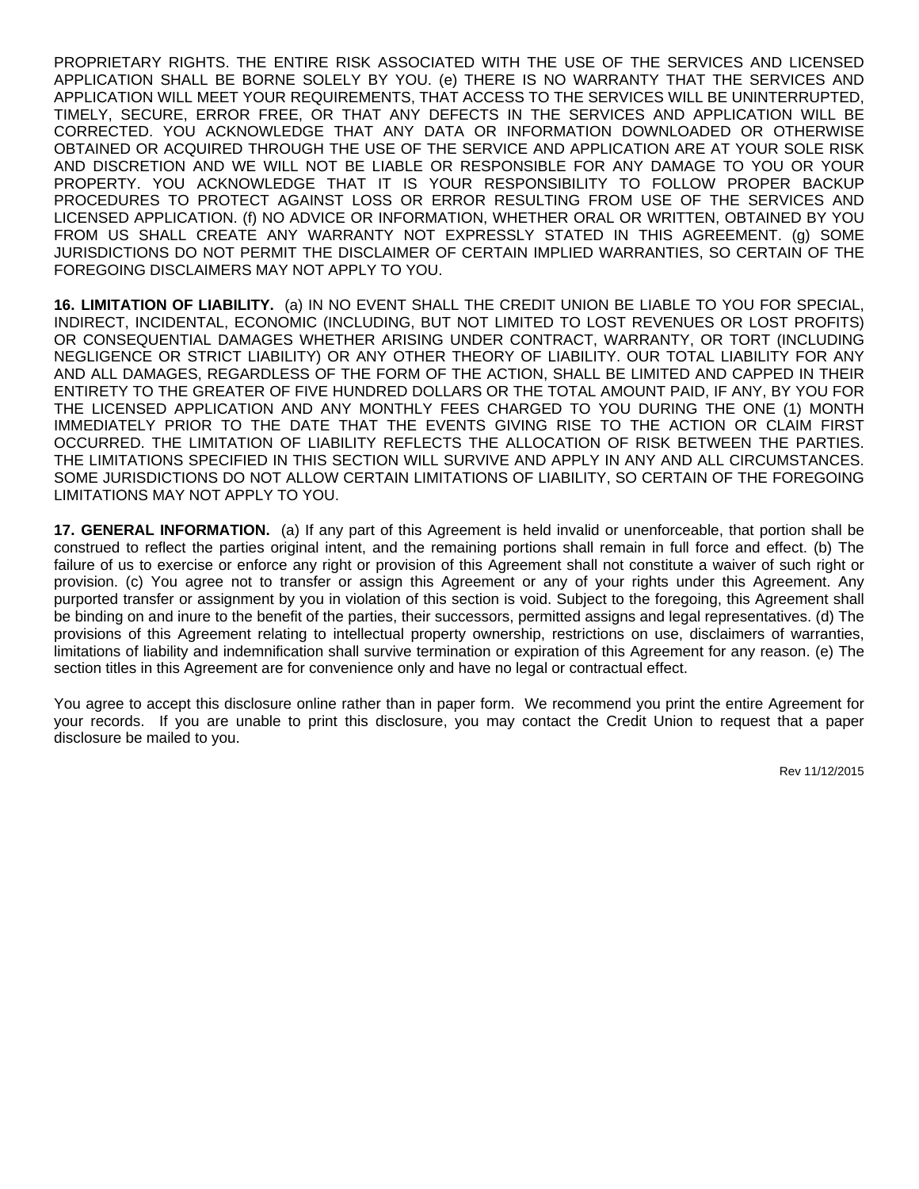PROPRIETARY RIGHTS. THE ENTIRE RISK ASSOCIATED WITH THE USE OF THE SERVICES AND LICENSED APPLICATION SHALL BE BORNE SOLELY BY YOU. (e) THERE IS NO WARRANTY THAT THE SERVICES AND APPLICATION WILL MEET YOUR REQUIREMENTS, THAT ACCESS TO THE SERVICES WILL BE UNINTERRUPTED, TIMELY, SECURE, ERROR FREE, OR THAT ANY DEFECTS IN THE SERVICES AND APPLICATION WILL BE CORRECTED. YOU ACKNOWLEDGE THAT ANY DATA OR INFORMATION DOWNLOADED OR OTHERWISE OBTAINED OR ACQUIRED THROUGH THE USE OF THE SERVICE AND APPLICATION ARE AT YOUR SOLE RISK AND DISCRETION AND WE WILL NOT BE LIABLE OR RESPONSIBLE FOR ANY DAMAGE TO YOU OR YOUR PROPERTY. YOU ACKNOWLEDGE THAT IT IS YOUR RESPONSIBILITY TO FOLLOW PROPER BACKUP PROCEDURES TO PROTECT AGAINST LOSS OR ERROR RESULTING FROM USE OF THE SERVICES AND LICENSED APPLICATION. (f) NO ADVICE OR INFORMATION, WHETHER ORAL OR WRITTEN, OBTAINED BY YOU FROM US SHALL CREATE ANY WARRANTY NOT EXPRESSLY STATED IN THIS AGREEMENT. (g) SOME JURISDICTIONS DO NOT PERMIT THE DISCLAIMER OF CERTAIN IMPLIED WARRANTIES, SO CERTAIN OF THE FOREGOING DISCLAIMERS MAY NOT APPLY TO YOU.

**16. LIMITATION OF LIABILITY.** (a) IN NO EVENT SHALL THE CREDIT UNION BE LIABLE TO YOU FOR SPECIAL, INDIRECT, INCIDENTAL, ECONOMIC (INCLUDING, BUT NOT LIMITED TO LOST REVENUES OR LOST PROFITS) OR CONSEQUENTIAL DAMAGES WHETHER ARISING UNDER CONTRACT, WARRANTY, OR TORT (INCLUDING NEGLIGENCE OR STRICT LIABILITY) OR ANY OTHER THEORY OF LIABILITY. OUR TOTAL LIABILITY FOR ANY AND ALL DAMAGES, REGARDLESS OF THE FORM OF THE ACTION, SHALL BE LIMITED AND CAPPED IN THEIR ENTIRETY TO THE GREATER OF FIVE HUNDRED DOLLARS OR THE TOTAL AMOUNT PAID, IF ANY, BY YOU FOR THE LICENSED APPLICATION AND ANY MONTHLY FEES CHARGED TO YOU DURING THE ONE (1) MONTH IMMEDIATELY PRIOR TO THE DATE THAT THE EVENTS GIVING RISE TO THE ACTION OR CLAIM FIRST OCCURRED. THE LIMITATION OF LIABILITY REFLECTS THE ALLOCATION OF RISK BETWEEN THE PARTIES. THE LIMITATIONS SPECIFIED IN THIS SECTION WILL SURVIVE AND APPLY IN ANY AND ALL CIRCUMSTANCES. SOME JURISDICTIONS DO NOT ALLOW CERTAIN LIMITATIONS OF LIABILITY, SO CERTAIN OF THE FOREGOING LIMITATIONS MAY NOT APPLY TO YOU.

**17. GENERAL INFORMATION.** (a) If any part of this Agreement is held invalid or unenforceable, that portion shall be construed to reflect the parties original intent, and the remaining portions shall remain in full force and effect. (b) The failure of us to exercise or enforce any right or provision of this Agreement shall not constitute a waiver of such right or provision. (c) You agree not to transfer or assign this Agreement or any of your rights under this Agreement. Any purported transfer or assignment by you in violation of this section is void. Subject to the foregoing, this Agreement shall be binding on and inure to the benefit of the parties, their successors, permitted assigns and legal representatives. (d) The provisions of this Agreement relating to intellectual property ownership, restrictions on use, disclaimers of warranties, limitations of liability and indemnification shall survive termination or expiration of this Agreement for any reason. (e) The section titles in this Agreement are for convenience only and have no legal or contractual effect.

You agree to accept this disclosure online rather than in paper form. We recommend you print the entire Agreement for your records. If you are unable to print this disclosure, you may contact the Credit Union to request that a paper disclosure be mailed to you.

Rev 11/12/2015